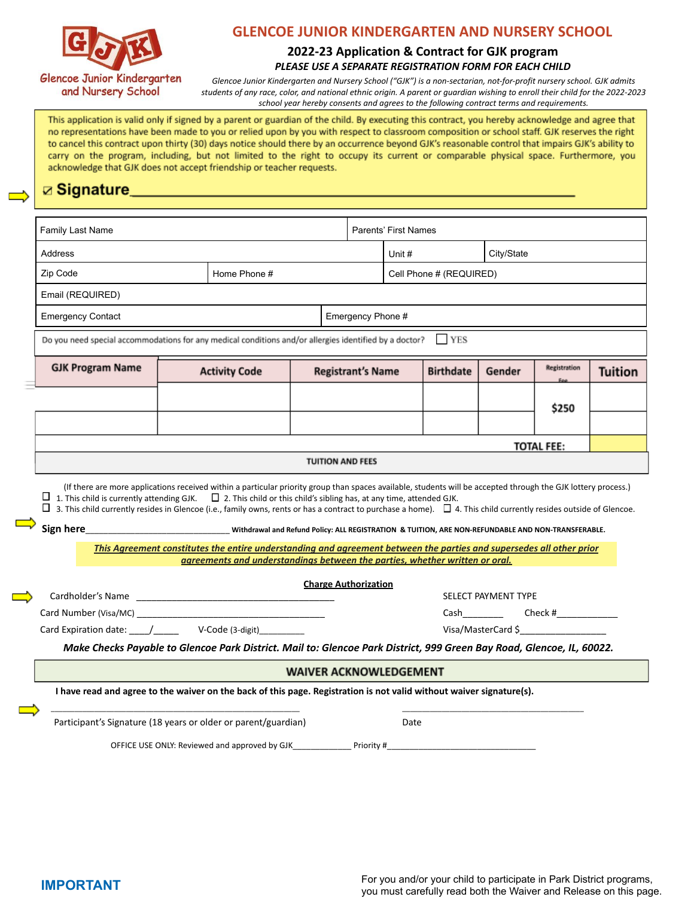# GLENCOE JUNIOR KINDERGARTEN AND NURSERY SCHOOL

## 2022-23 Application & Contract for GJK program

***PLEASE USE A SEPARATE REGISTRATION FORM FOR EACH CHILD***

*Glencoe Junior Kindergarten and Nursery School ("GJK") is a non-sectarian, not-for-profit nursery school. GJK admits students of any race, color, and national ethnic origin. A parent or guardian wishing to enroll their child for the 2022-2023 school year hereby consents and agrees to the following contract terms and requirements.*

This application is valid only if signed by a parent or guardian of the child. By executing this contract, you hereby acknowledge and agree that no representations have been made to you or relied upon by you with respect to classroom composition or school staff. GJK reserves the right to cancel this contract upon thirty (30) days notice should there by an occurrence beyond GJK's reasonable control that impairs GJK's ability to carry on the program, including, but not limited to the right to occupy its current or comparable physical space. Furthermore, you acknowledge that GJK does not accept friendship or teacher requests.

☑ **Signature**\_\_\_\_\_\_\_\_\_\_\_\_\_\_\_\_\_\_\_\_\_\_\_\_\_\_\_\_\_\_\_\_\_\_\_\_\_\_\_\_\_\_\_\_\_\_\_\_\_\_\_\_\_\_

| Family Last Name | | Parents' First Names | |
|---|---|---|---|
| Address | | Unit # | City/State |
| Zip Code | Home Phone # | Cell Phone # (REQUIRED) | |
| Email (REQUIRED) | | | |
| Emergency Contact | | Emergency Phone # | |

Do you need special accommodations for any medical conditions and/or allergies identified by a doctor? ☐ YES

| GJK Program Name | Activity Code | Registrant's Name | Birthdate | Gender | Registration Fee | Tuition |
|---|---|---|---|---|---|---|
| | | | | | $250 | |
| | | | | | | |
| | | | | | TOTAL FEE: | |

**TUITION AND FEES**

(If there are more applications received within a particular priority group than spaces available, students will be accepted through the GJK lottery process.)

☐ 1. This child is currently attending GJK. ☐ 2. This child or this child's sibling has, at any time, attended GJK.

☐ 3. This child currently resides in Glencoe (i.e., family owns, rents or has a contract to purchase a home). ☐ 4. This child currently resides outside of Glencoe.

**Sign here**\_\_\_\_\_\_\_\_\_\_\_\_\_\_\_\_\_\_\_\_\_\_\_\_\_\_\_\_\_\_ **Withdrawal and Refund Policy: ALL REGISTRATION & TUITION, ARE NON-REFUNDABLE AND NON-TRANSFERABLE.**

***This Agreement constitutes the entire understanding and agreement between the parties and supersedes all other prior agreements and understandings between the parties, whether written or oral.***

**Charge Authorization**

Cardholder's Name \_\_\_\_\_\_\_\_\_\_\_\_\_\_\_\_\_\_\_\_\_\_\_\_\_\_\_\_\_\_\_\_\_\_\_\_\_\_\_\_

Card Number (Visa/MC) \_\_\_\_\_\_\_\_\_\_\_\_\_\_\_\_\_\_\_\_\_\_\_\_\_\_\_\_\_\_\_\_\_\_\_\_\_\_\_\_

Card Expiration date: \_\_\_\_/\_\_\_\_\_ V-Code (3-digit)\_\_\_\_\_\_\_\_\_\_

SELECT PAYMENT TYPE

Cash\_\_\_\_\_\_\_\_ Check #\_\_\_\_\_\_\_\_\_\_\_\_\_

Visa/MasterCard $\_\_\_\_\_\_\_\_\_\_\_\_\_\_\_\_\_

***Make Checks Payable to Glencoe Park District. Mail to: Glencoe Park District, 999 Green Bay Road, Glencoe, IL, 60022.***

## WAIVER ACKNOWLEDGEMENT

**I have read and agree to the waiver on the back of this page. Registration is not valid without waiver signature(s).**

\_\_\_\_\_\_\_\_\_\_\_\_\_\_\_\_\_\_\_\_\_\_\_\_\_\_\_\_\_\_\_\_\_\_\_\_\_\_\_\_\_\_\_\_\_\_\_\_ \_\_\_\_\_\_\_\_\_\_\_\_\_\_\_\_\_\_\_\_\_\_\_\_\_\_\_\_\_\_\_\_\_\_\_\_

Participant's Signature (18 years or older or parent/guardian) Date

OFFICE USE ONLY: Reviewed and approved by GJK\_\_\_\_\_\_\_\_\_\_\_\_\_ Priority #\_\_\_\_\_\_\_\_\_\_\_\_\_\_\_\_\_\_\_\_\_\_\_\_\_\_\_\_\_\_\_\_

**IMPORTANT**

For you and/or your child to participate in Park District programs, you must carefully read both the Waiver and Release on this page.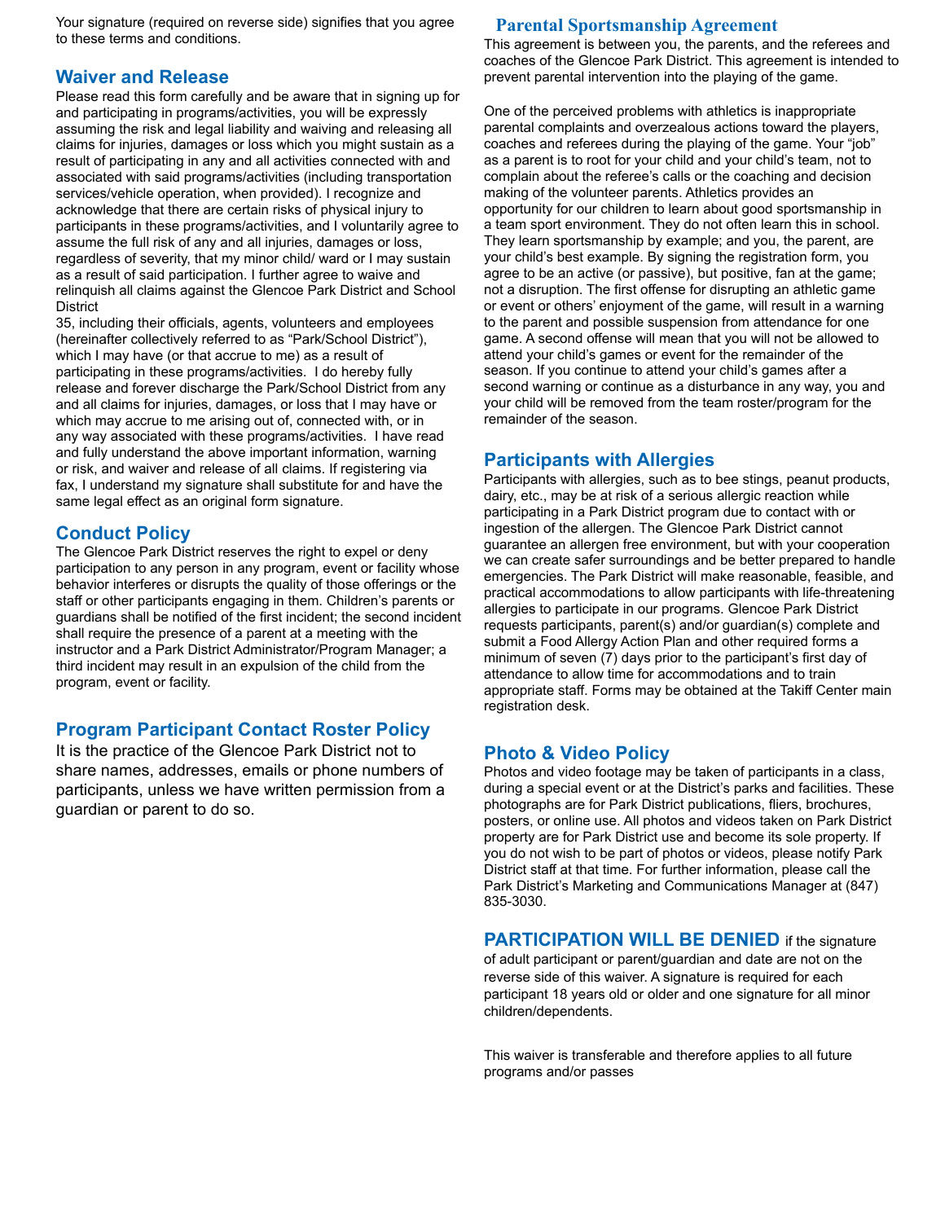Your signature (required on reverse side) signifies that you agree to these terms and conditions.

## Waiver and Release

Please read this form carefully and be aware that in signing up for and participating in programs/activities, you will be expressly assuming the risk and legal liability and waiving and releasing all claims for injuries, damages or loss which you might sustain as a result of participating in any and all activities connected with and associated with said programs/activities (including transportation services/vehicle operation, when provided). I recognize and acknowledge that there are certain risks of physical injury to participants in these programs/activities, and I voluntarily agree to assume the full risk of any and all injuries, damages or loss, regardless of severity, that my minor child/ ward or I may sustain as a result of said participation. I further agree to waive and relinquish all claims against the Glencoe Park District and School District
35, including their officials, agents, volunteers and employees (hereinafter collectively referred to as "Park/School District"), which I may have (or that accrue to me) as a result of participating in these programs/activities. I do hereby fully release and forever discharge the Park/School District from any and all claims for injuries, damages, or loss that I may have or which may accrue to me arising out of, connected with, or in any way associated with these programs/activities. I have read and fully understand the above important information, warning or risk, and waiver and release of all claims. If registering via fax, I understand my signature shall substitute for and have the same legal effect as an original form signature.

## Conduct Policy

The Glencoe Park District reserves the right to expel or deny participation to any person in any program, event or facility whose behavior interferes or disrupts the quality of those offerings or the staff or other participants engaging in them. Children's parents or guardians shall be notified of the first incident; the second incident shall require the presence of a parent at a meeting with the instructor and a Park District Administrator/Program Manager; a third incident may result in an expulsion of the child from the program, event or facility.

## Program Participant Contact Roster Policy

It is the practice of the Glencoe Park District not to share names, addresses, emails or phone numbers of participants, unless we have written permission from a guardian or parent to do so.

## Parental Sportsmanship Agreement

This agreement is between you, the parents, and the referees and coaches of the Glencoe Park District. This agreement is intended to prevent parental intervention into the playing of the game.

One of the perceived problems with athletics is inappropriate parental complaints and overzealous actions toward the players, coaches and referees during the playing of the game. Your "job" as a parent is to root for your child and your child's team, not to complain about the referee's calls or the coaching and decision making of the volunteer parents. Athletics provides an opportunity for our children to learn about good sportsmanship in a team sport environment. They do not often learn this in school. They learn sportsmanship by example; and you, the parent, are your child's best example. By signing the registration form, you agree to be an active (or passive), but positive, fan at the game; not a disruption. The first offense for disrupting an athletic game or event or others' enjoyment of the game, will result in a warning to the parent and possible suspension from attendance for one game. A second offense will mean that you will not be allowed to attend your child's games or event for the remainder of the season. If you continue to attend your child's games after a second warning or continue as a disturbance in any way, you and your child will be removed from the team roster/program for the remainder of the season.

## Participants with Allergies

Participants with allergies, such as to bee stings, peanut products, dairy, etc., may be at risk of a serious allergic reaction while participating in a Park District program due to contact with or ingestion of the allergen. The Glencoe Park District cannot guarantee an allergen free environment, but with your cooperation we can create safer surroundings and be better prepared to handle emergencies. The Park District will make reasonable, feasible, and practical accommodations to allow participants with life-threatening allergies to participate in our programs. Glencoe Park District requests participants, parent(s) and/or guardian(s) complete and submit a Food Allergy Action Plan and other required forms a minimum of seven (7) days prior to the participant's first day of attendance to allow time for accommodations and to train appropriate staff. Forms may be obtained at the Takiff Center main registration desk.

## Photo & Video Policy

Photos and video footage may be taken of participants in a class, during a special event or at the District's parks and facilities. These photographs are for Park District publications, fliers, brochures, posters, or online use. All photos and videos taken on Park District property are for Park District use and become its sole property. If you do not wish to be part of photos or videos, please notify Park District staff at that time. For further information, please call the Park District's Marketing and Communications Manager at (847) 835-3030.

**PARTICIPATION WILL BE DENIED** if the signature of adult participant or parent/guardian and date are not on the reverse side of this waiver. A signature is required for each participant 18 years old or older and one signature for all minor children/dependents.

This waiver is transferable and therefore applies to all future programs and/or passes